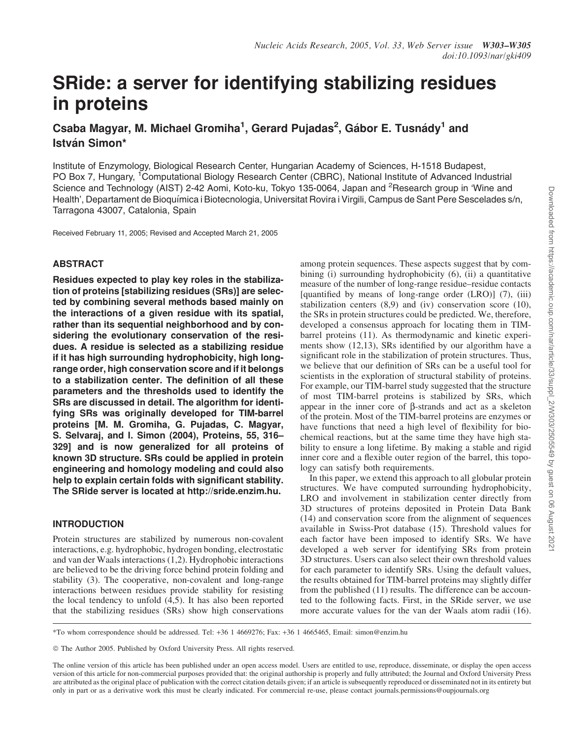# SRide: a server for identifying stabilizing residues in proteins

**Csaba Magyar, M. Michael Gromiha[1], Gerard Pujadas[2], Gábor E. Tusnády[1] and István Simon***

Institute of Enzymology, Biological Research Center, Hungarian Academy of Sciences, H-1518 Budapest, PO Box 7, Hungary, [1]Computational Biology Research Center (CBRC), National Institute of Advanced Industrial Science and Technology (AIST) 2-42 Aomi, Koto-ku, Tokyo 135-0064, Japan and [2]Research group in 'Wine and Health', Departament de Bioquímica i Biotecnologia, Universitat Rovira i Virgili, Campus de Sant Pere Sescelades s/n, Tarragona 43007, Catalonia, Spain

Received February 11, 2005; Revised and Accepted March 21, 2005

## ABSTRACT

**Residues expected to play key roles in the stabilization of proteins [stabilizing residues (SRs)] are selected by combining several methods based mainly on the interactions of a given residue with its spatial, rather than its sequential neighborhood and by considering the evolutionary conservation of the residues. A residue is selected as a stabilizing residue if it has high surrounding hydrophobicity, high long-range order, high conservation score and if it belongs to a stabilization center. The definition of all these parameters and the thresholds used to identify the SRs are discussed in detail. The algorithm for identifying SRs was originally developed for TIM-barrel proteins [M. M. Gromiha, G. Pujadas, C. Magyar, S. Selvaraj, and I. Simon (2004), Proteins, 55, 316–329] and is now generalized for all proteins of known 3D structure. SRs could be applied in protein engineering and homology modeling and could also help to explain certain folds with significant stability. The SRide server is located at http://sride.enzim.hu.**

## INTRODUCTION

Protein structures are stabilized by numerous non-covalent interactions, e.g. hydrophobic, hydrogen bonding, electrostatic and van der Waals interactions (1,2). Hydrophobic interactions are believed to be the driving force behind protein folding and stability (3). The cooperative, non-covalent and long-range interactions between residues provide stability for resisting the local tendency to unfold (4,5). It has also been reported that the stabilizing residues (SRs) show high conservations among protein sequences. These aspects suggest that by combining (i) surrounding hydrophobicity (6), (ii) a quantitative measure of the number of long-range residue–residue contacts [quantified by means of long-range order (LRO)] (7), (iii) stabilization centers (8,9) and (iv) conservation score (10), the SRs in protein structures could be predicted. We, therefore, developed a consensus approach for locating them in TIM-barrel proteins (11). As thermodynamic and kinetic experiments show (12,13), SRs identified by our algorithm have a significant role in the stabilization of protein structures. Thus, we believe that our definition of SRs can be a useful tool for scientists in the exploration of structural stability of proteins. For example, our TIM-barrel study suggested that the structure of most TIM-barrel proteins is stabilized by SRs, which appear in the inner core of β-strands and act as a skeleton of the protein. Most of the TIM-barrel proteins are enzymes or have functions that need a high level of flexibility for biochemical reactions, but at the same time they have high stability to ensure a long lifetime. By making a stable and rigid inner core and a flexible outer region of the barrel, this topology can satisfy both requirements.

In this paper, we extend this approach to all globular protein structures. We have computed surrounding hydrophobicity, LRO and involvement in stabilization center directly from 3D structures of proteins deposited in Protein Data Bank (14) and conservation score from the alignment of sequences available in Swiss-Prot database (15). Threshold values for each factor have been imposed to identify SRs. We have developed a web server for identifying SRs from protein 3D structures. Users can also select their own threshold values for each parameter to identify SRs. Using the default values, the results obtained for TIM-barrel proteins may slightly differ from the published (11) results. The difference can be accounted to the following facts. First, in the SRide server, we use more accurate values for the van der Waals atom radii (16).

*To whom correspondence should be addressed. Tel: +36 1 4669276; Fax: +36 1 4665465, Email: simon@enzim.hu

© The Author 2005. Published by Oxford University Press. All rights reserved.

The online version of this article has been published under an open access model. Users are entitled to use, reproduce, disseminate, or display the open access version of this article for non-commercial purposes provided that: the original authorship is properly and fully attributed; the Journal and Oxford University Press are attributed as the original place of publication with the correct citation details given; if an article is subsequently reproduced or disseminated not in its entirety but only in part or as a derivative work this must be clearly indicated. For commercial re-use, please contact journals.permissions@oupjournals.org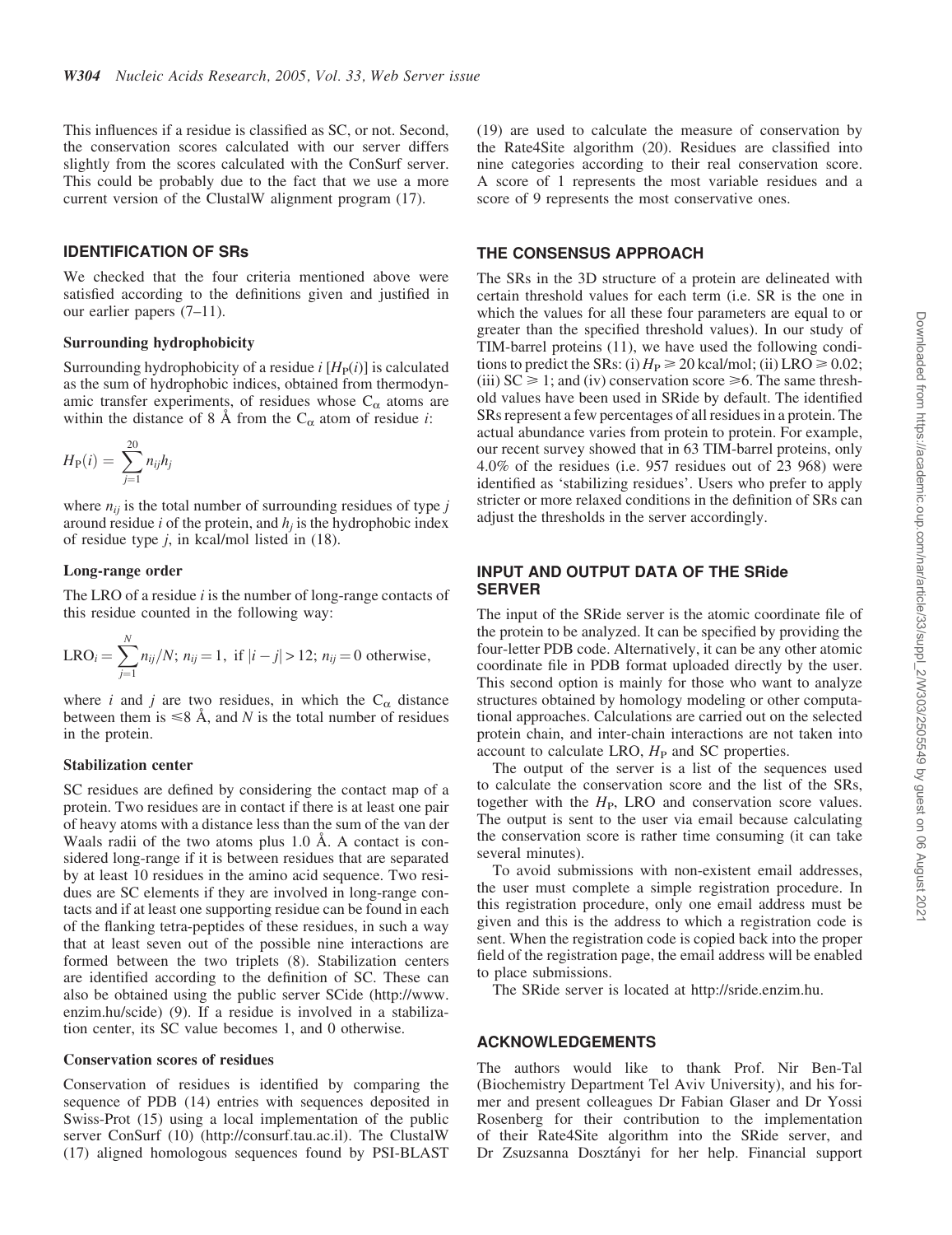This influences if a residue is classified as SC, or not. Second, the conservation scores calculated with our server differs slightly from the scores calculated with the ConSurf server. This could be probably due to the fact that we use a more current version of the ClustalW alignment program (17).

## IDENTIFICATION OF SRs

We checked that the four criteria mentioned above were satisfied according to the definitions given and justified in our earlier papers (7–11).

### Surrounding hydrophobicity

Surrounding hydrophobicity of a residue $i$ [$H_P(i)$] is calculated as the sum of hydrophobic indices, obtained from thermodynamic transfer experiments, of residues whose $C_\alpha$ atoms are within the distance of 8 Å from the $C_\alpha$ atom of residue $i$:

$$H_P(i) = \sum_{j=1}^{20} n_{ij} h_j$$

where $n_{ij}$ is the total number of surrounding residues of type $j$ around residue $i$ of the protein, and $h_j$ is the hydrophobic index of residue type $j$, in kcal/mol listed in (18).

### Long-range order

The LRO of a residue $i$ is the number of long-range contacts of this residue counted in the following way:

$$\mathrm{LRO}_i = \sum_{j=1}^{N} n_{ij}/N;\ n_{ij} = 1,\ \text{if } |i-j| > 12;\ n_{ij} = 0 \text{ otherwise,}$$

where $i$ and $j$ are two residues, in which the $C_\alpha$ distance between them is $\leqslant 8$ Å, and $N$ is the total number of residues in the protein.

### Stabilization center

SC residues are defined by considering the contact map of a protein. Two residues are in contact if there is at least one pair of heavy atoms with a distance less than the sum of the van der Waals radii of the two atoms plus 1.0 Å. A contact is considered long-range if it is between residues that are separated by at least 10 residues in the amino acid sequence. Two residues are SC elements if they are involved in long-range contacts and if at least one supporting residue can be found in each of the flanking tetra-peptides of these residues, in such a way that at least seven out of the possible nine interactions are formed between the two triplets (8). Stabilization centers are identified according to the definition of SC. These can also be obtained using the public server SCide (http://www.enzim.hu/scide) (9). If a residue is involved in a stabilization center, its SC value becomes 1, and 0 otherwise.

### Conservation scores of residues

Conservation of residues is identified by comparing the sequence of PDB (14) entries with sequences deposited in Swiss-Prot (15) using a local implementation of the public server ConSurf (10) (http://consurf.tau.ac.il). The ClustalW (17) aligned homologous sequences found by PSI-BLAST (19) are used to calculate the measure of conservation by the Rate4Site algorithm (20). Residues are classified into nine categories according to their real conservation score. A score of 1 represents the most variable residues and a score of 9 represents the most conservative ones.

## THE CONSENSUS APPROACH

The SRs in the 3D structure of a protein are delineated with certain threshold values for each term (i.e. SR is the one in which the values for all these four parameters are equal to or greater than the specified threshold values). In our study of TIM-barrel proteins (11), we have used the following conditions to predict the SRs: (i) $H_P \geqslant 20$ kcal/mol; (ii) $\mathrm{LRO} \geqslant 0.02$; (iii) $\mathrm{SC} \geqslant 1$; and (iv) conservation score $\geqslant 6$. The same threshold values have been used in SRide by default. The identified SRs represent a few percentages of all residues in a protein. The actual abundance varies from protein to protein. For example, our recent survey showed that in 63 TIM-barrel proteins, only 4.0% of the residues (i.e. 957 residues out of 23 968) were identified as 'stabilizing residues'. Users who prefer to apply stricter or more relaxed conditions in the definition of SRs can adjust the thresholds in the server accordingly.

## INPUT AND OUTPUT DATA OF THE SRide SERVER

The input of the SRide server is the atomic coordinate file of the protein to be analyzed. It can be specified by providing the four-letter PDB code. Alternatively, it can be any other atomic coordinate file in PDB format uploaded directly by the user. This second option is mainly for those who want to analyze structures obtained by homology modeling or other computational approaches. Calculations are carried out on the selected protein chain, and inter-chain interactions are not taken into account to calculate LRO, $H_P$ and SC properties.

The output of the server is a list of the sequences used to calculate the conservation score and the list of the SRs, together with the $H_P$, LRO and conservation score values. The output is sent to the user via email because calculating the conservation score is rather time consuming (it can take several minutes).

To avoid submissions with non-existent email addresses, the user must complete a simple registration procedure. In this registration procedure, only one email address must be given and this is the address to which a registration code is sent. When the registration code is copied back into the proper field of the registration page, the email address will be enabled to place submissions.

The SRide server is located at http://sride.enzim.hu.

## ACKNOWLEDGEMENTS

The authors would like to thank Prof. Nir Ben-Tal (Biochemistry Department Tel Aviv University), and his former and present colleagues Dr Fabian Glaser and Dr Yossi Rosenberg for their contribution to the implementation of their Rate4Site algorithm into the SRide server, and Dr Zsuzsanna Dosztányi for her help. Financial support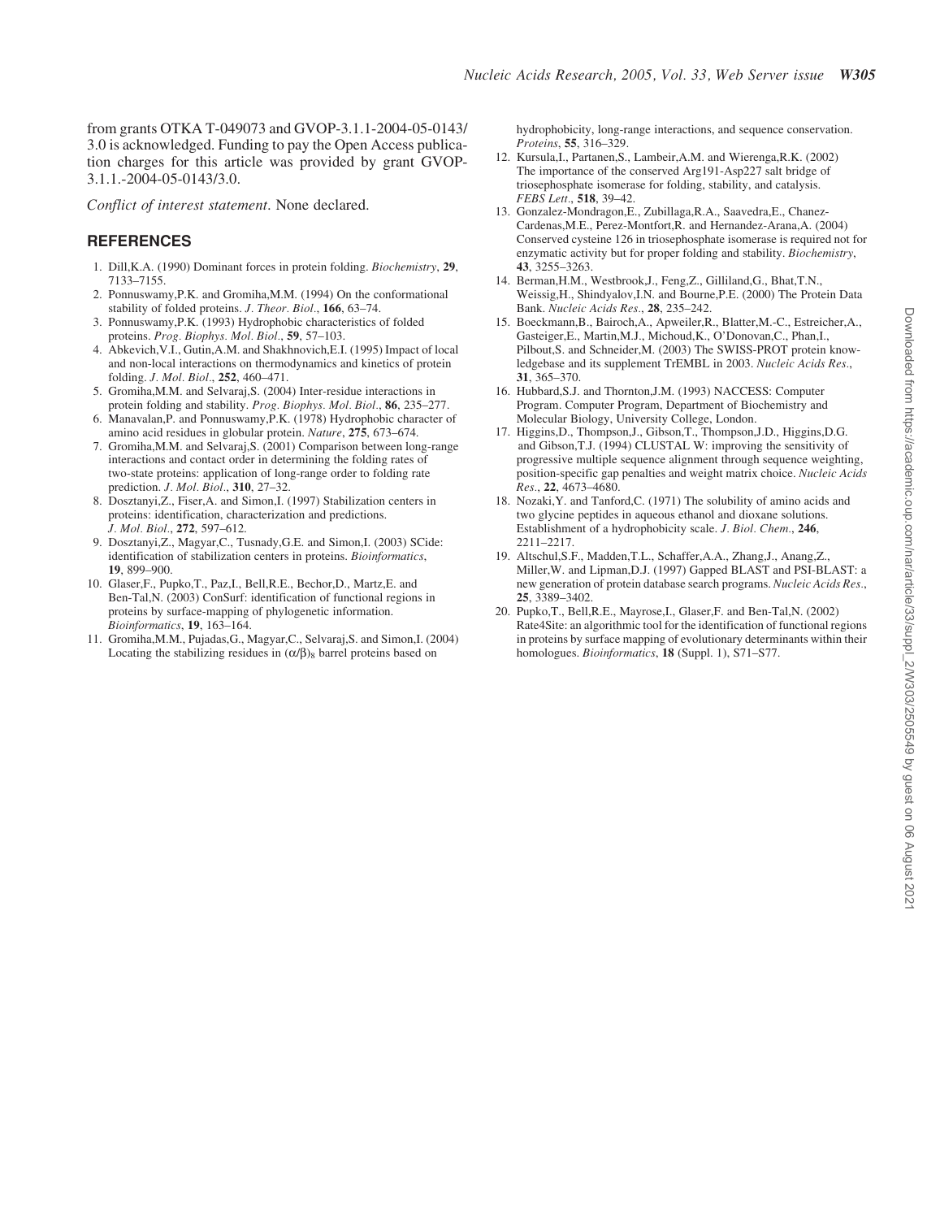from grants OTKA T-049073 and GVOP-3.1.1-2004-05-0143/3.0 is acknowledged. Funding to pay the Open Access publication charges for this article was provided by grant GVOP-3.1.1.-2004-05-0143/3.0.

*Conflict of interest statement*. None declared.

## REFERENCES

1. Dill,K.A. (1990) Dominant forces in protein folding. *Biochemistry*, **29**, 7133–7155.
2. Ponnuswamy,P.K. and Gromiha,M.M. (1994) On the conformational stability of folded proteins. *J. Theor. Biol.*, **166**, 63–74.
3. Ponnuswamy,P.K. (1993) Hydrophobic characteristics of folded proteins. *Prog. Biophys. Mol. Biol.*, **59**, 57–103.
4. Abkevich,V.I., Gutin,A.M. and Shakhnovich,E.I. (1995) Impact of local and non-local interactions on thermodynamics and kinetics of protein folding. *J. Mol. Biol.*, **252**, 460–471.
5. Gromiha,M.M. and Selvaraj,S. (2004) Inter-residue interactions in protein folding and stability. *Prog. Biophys. Mol. Biol.*, **86**, 235–277.
6. Manavalan,P. and Ponnuswamy,P.K. (1978) Hydrophobic character of amino acid residues in globular protein. *Nature*, **275**, 673–674.
7. Gromiha,M.M. and Selvaraj,S. (2001) Comparison between long-range interactions and contact order in determining the folding rates of two-state proteins: application of long-range order to folding rate prediction. *J. Mol. Biol.*, **310**, 27–32.
8. Dosztanyi,Z., Fiser,A. and Simon,I. (1997) Stabilization centers in proteins: identification, characterization and predictions. *J. Mol. Biol.*, **272**, 597–612.
9. Dosztanyi,Z., Magyar,C., Tusnady,G.E. and Simon,I. (2003) SCide: identification of stabilization centers in proteins. *Bioinformatics*, **19**, 899–900.
10. Glaser,F., Pupko,T., Paz,I., Bell,R.E., Bechor,D., Martz,E. and Ben-Tal,N. (2003) ConSurf: identification of functional regions in proteins by surface-mapping of phylogenetic information. *Bioinformatics*, **19**, 163–164.
11. Gromiha,M.M., Pujadas,G., Magyar,C., Selvaraj,S. and Simon,I. (2004) Locating the stabilizing residues in $(\alpha/\beta)_8$ barrel proteins based on hydrophobicity, long-range interactions, and sequence conservation. *Proteins*, **55**, 316–329.
12. Kursula,I., Partanen,S., Lambeir,A.M. and Wierenga,R.K. (2002) The importance of the conserved Arg191-Asp227 salt bridge of triosephosphate isomerase for folding, stability, and catalysis. *FEBS Lett.*, **518**, 39–42.
13. Gonzalez-Mondragon,E., Zubillaga,R.A., Saavedra,E., Chanez-Cardenas,M.E., Perez-Montfort,R. and Hernandez-Arana,A. (2004) Conserved cysteine 126 in triosephosphate isomerase is required not for enzymatic activity but for proper folding and stability. *Biochemistry*, **43**, 3255–3263.
14. Berman,H.M., Westbrook,J., Feng,Z., Gilliland,G., Bhat,T.N., Weissig,H., Shindyalov,I.N. and Bourne,P.E. (2000) The Protein Data Bank. *Nucleic Acids Res.*, **28**, 235–242.
15. Boeckmann,B., Bairoch,A., Apweiler,R., Blatter,M.-C., Estreicher,A., Gasteiger,E., Martin,M.J., Michoud,K., O'Donovan,C., Phan,I., Pilbout,S. and Schneider,M. (2003) The SWISS-PROT protein knowledgebase and its supplement TrEMBL in 2003. *Nucleic Acids Res.*, **31**, 365–370.
16. Hubbard,S.J. and Thornton,J.M. (1993) NACCESS: Computer Program. Computer Program, Department of Biochemistry and Molecular Biology, University College, London.
17. Higgins,D., Thompson,J., Gibson,T., Thompson,J.D., Higgins,D.G. and Gibson,T.J. (1994) CLUSTAL W: improving the sensitivity of progressive multiple sequence alignment through sequence weighting, position-specific gap penalties and weight matrix choice. *Nucleic Acids Res.*, **22**, 4673–4680.
18. Nozaki,Y. and Tanford,C. (1971) The solubility of amino acids and two glycine peptides in aqueous ethanol and dioxane solutions. Establishment of a hydrophobicity scale. *J. Biol. Chem.*, **246**, 2211–2217.
19. Altschul,S.F., Madden,T.L., Schaffer,A.A., Zhang,J., Anang,Z., Miller,W. and Lipman,D.J. (1997) Gapped BLAST and PSI-BLAST: a new generation of protein database search programs. *Nucleic Acids Res.*, **25**, 3389–3402.
20. Pupko,T., Bell,R.E., Mayrose,I., Glaser,F. and Ben-Tal,N. (2002) Rate4Site: an algorithmic tool for the identification of functional regions in proteins by surface mapping of evolutionary determinants within their homologues. *Bioinformatics*, **18** (Suppl. 1), S71–S77.